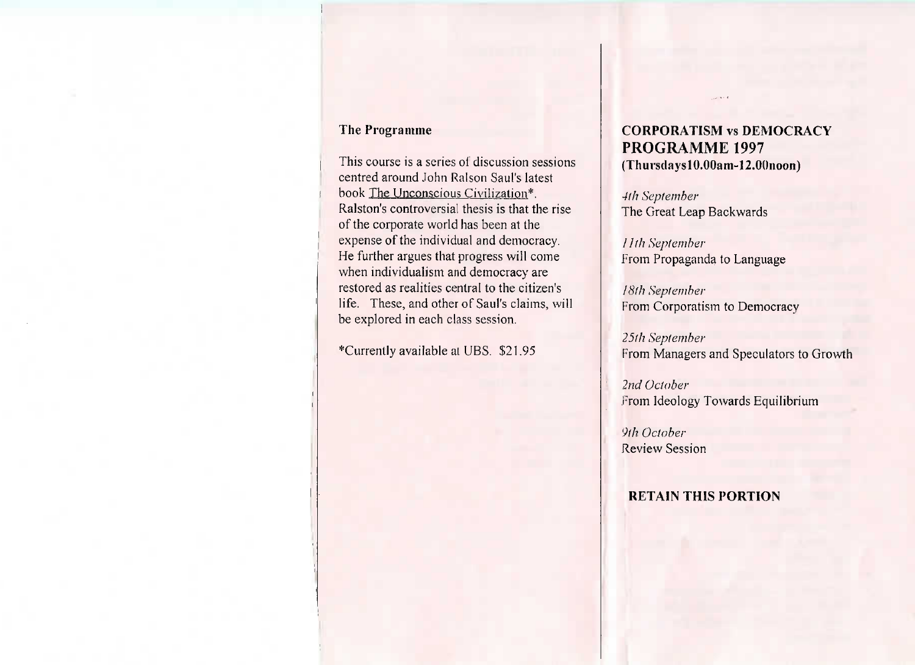## The Programme

This course is a series of discussion sessions centred around John Ralson Saul's latest book The Unconscious Civilization*. Ralston's controversial thesis is that the rise of the corporate world has been at the expense of the individual and democracy. He further argues that progress will come when individualism and democracy are restored as realities central to the citizen's life. These, and other of Saul's claims, will be explored in each class session.

*Currently available at UBS. $21.95

## CORPORATISM vs DEMOCRACY
## PROGRAMME 1997
**(Thursdays10.00am-12.00noon)**

*4th September*
The Great Leap Backwards

*11th September*
From Propaganda to Language

*18th September*
From Corporatism to Democracy

*25th September*
From Managers and Speculators to Growth

*2nd October*
From Ideology Towards Equilibrium

*9th October*
Review Session

**RETAIN THIS PORTION**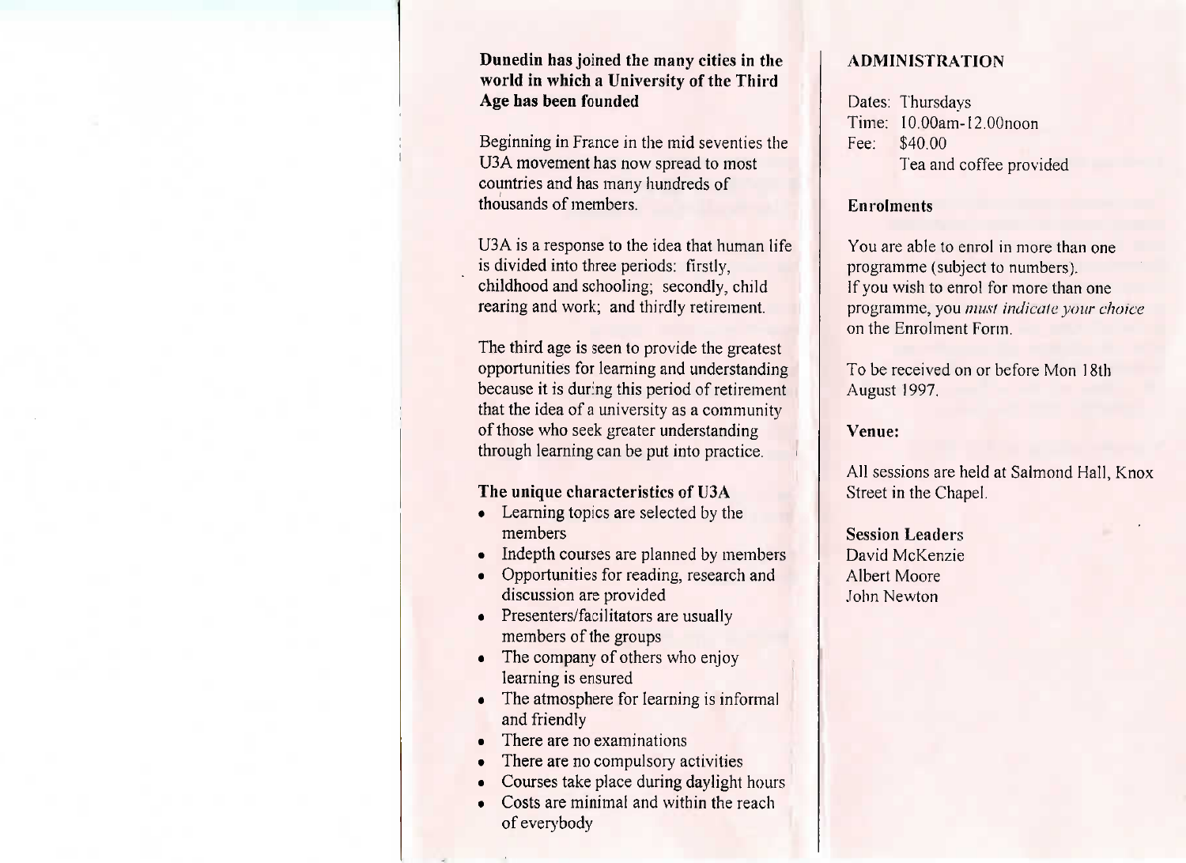**Dunedin has joined the many cities in the world in which a University of the Third Age has been founded**

Beginning in France in the mid seventies the U3A movement has now spread to most countries and has many hundreds of thousands of members.

U3A is a response to the idea that human life is divided into three periods: firstly, childhood and schooling; secondly, child rearing and work; and thirdly retirement.

The third age is seen to provide the greatest opportunities for learning and understanding because it is during this period of retirement that the idea of a university as a community of those who seek greater understanding through learning can be put into practice.

**The unique characteristics of U3A**

- Learning topics are selected by the members
- Indepth courses are planned by members
- Opportunities for reading, research and discussion are provided
- Presenters/facilitators are usually members of the groups
- The company of others who enjoy learning is ensured
- The atmosphere for learning is informal and friendly
- There are no examinations
- There are no compulsory activities
- Courses take place during daylight hours
- Costs are minimal and within the reach of everybody

## ADMINISTRATION

Dates: Thursdays
Time: 10.00am-12.00noon
Fee: $40.00
Tea and coffee provided

**Enrolments**

You are able to enrol in more than one programme (subject to numbers).
If you wish to enrol for more than one programme, you *must indicate your choice* on the Enrolment Form.

To be received on or before Mon 18th August 1997.

**Venue:**

All sessions are held at Salmond Hall, Knox Street in the Chapel.

**Session Leaders**
David McKenzie
Albert Moore
John Newton